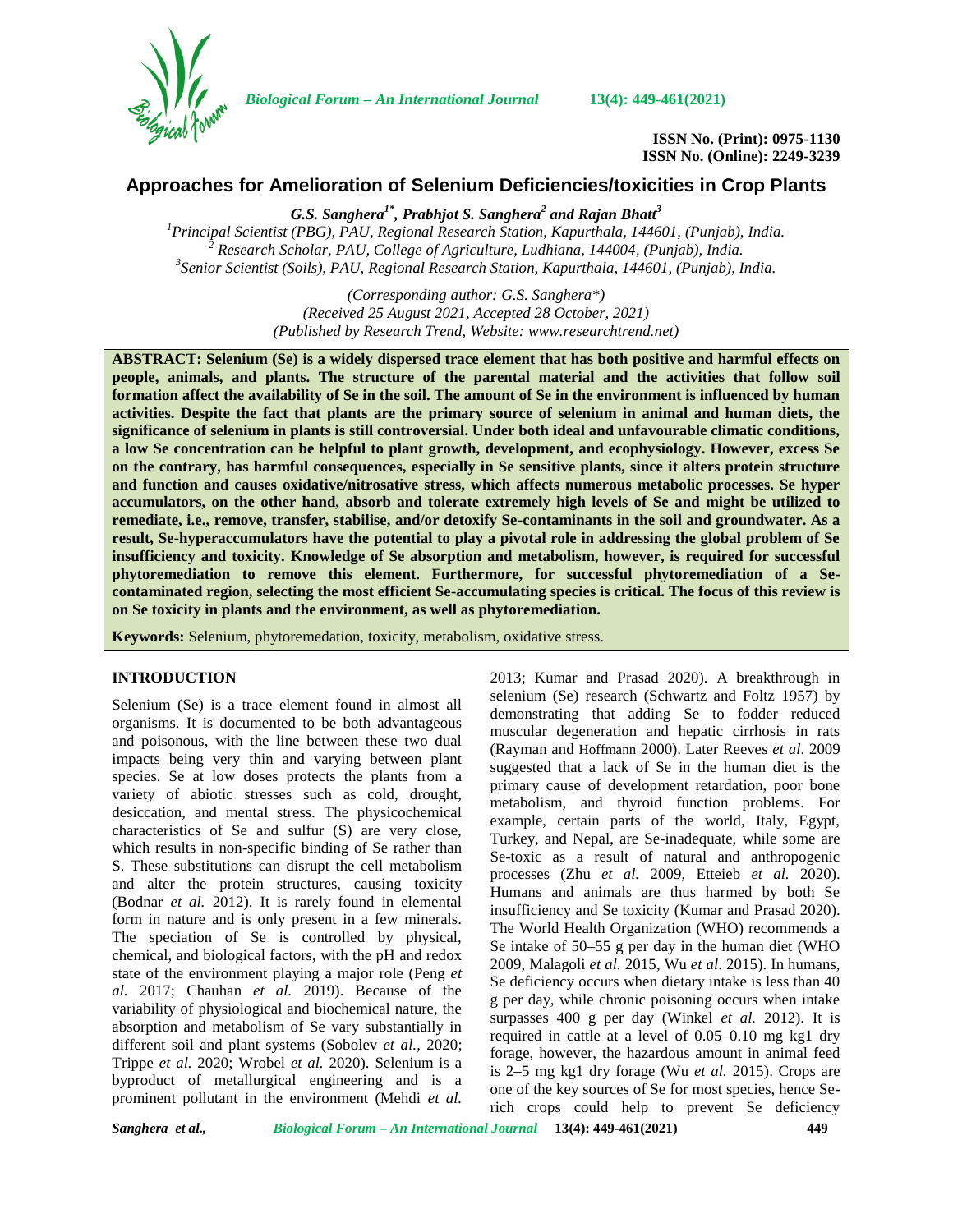# Approaches for Amelioration of Selenium Deficiencies/toxicities in Crop Plants

***G.S. Sanghera[1*], Prabhjot S. Sanghera[2] and Rajan Bhatt[3]***

[1]*Principal Scientist (PBG), PAU, Regional Research Station, Kapurthala, 144601, (Punjab), India.*
[2] *Research Scholar, PAU, College of Agriculture, Ludhiana, 144004, (Punjab), India.*
[3]*Senior Scientist (Soils), PAU, Regional Research Station, Kapurthala, 144601, (Punjab), India.*

*(Corresponding author: G.S. Sanghera\*)*
*(Received 25 August 2021, Accepted 28 October, 2021)*
*(Published by Research Trend, Website: www.researchtrend.net)*

**ABSTRACT: Selenium (Se) is a widely dispersed trace element that has both positive and harmful effects on people, animals, and plants. The structure of the parental material and the activities that follow soil formation affect the availability of Se in the soil. The amount of Se in the environment is influenced by human activities. Despite the fact that plants are the primary source of selenium in animal and human diets, the significance of selenium in plants is still controversial. Under both ideal and unfavourable climatic conditions, a low Se concentration can be helpful to plant growth, development, and ecophysiology. However, excess Se on the contrary, has harmful consequences, especially in Se sensitive plants, since it alters protein structure and function and causes oxidative/nitrosative stress, which affects numerous metabolic processes. Se hyper accumulators, on the other hand, absorb and tolerate extremely high levels of Se and might be utilized to remediate, i.e., remove, transfer, stabilise, and/or detoxify Se-contaminants in the soil and groundwater. As a result, Se-hyperaccumulators have the potential to play a pivotal role in addressing the global problem of Se insufficiency and toxicity. Knowledge of Se absorption and metabolism, however, is required for successful phytoremediation to remove this element. Furthermore, for successful phytoremediation of a Se-contaminated region, selecting the most efficient Se-accumulating species is critical. The focus of this review is on Se toxicity in plants and the environment, as well as phytoremediation.**

**Keywords:** Selenium, phytoremedation, toxicity, metabolism, oxidative stress.

## INTRODUCTION

Selenium (Se) is a trace element found in almost all organisms. It is documented to be both advantageous and poisonous, with the line between these two dual impacts being very thin and varying between plant species. Se at low doses protects the plants from a variety of abiotic stresses such as cold, drought, desiccation, and mental stress. The physicochemical characteristics of Se and sulfur (S) are very close, which results in non-specific binding of Se rather than S. These substitutions can disrupt the cell metabolism and alter the protein structures, causing toxicity (Bodnar *et al.* 2012). It is rarely found in elemental form in nature and is only present in a few minerals. The speciation of Se is controlled by physical, chemical, and biological factors, with the pH and redox state of the environment playing a major role (Peng *et al.* 2017; Chauhan *et al.* 2019). Because of the variability of physiological and biochemical nature, the absorption and metabolism of Se vary substantially in different soil and plant systems (Sobolev *et al.,* 2020; Trippe *et al.* 2020; Wrobel *et al.* 2020). Selenium is a byproduct of metallurgical engineering and is a prominent pollutant in the environment (Mehdi *et al.* 2013; Kumar and Prasad 2020). A breakthrough in selenium (Se) research (Schwartz and Foltz 1957) by demonstrating that adding Se to fodder reduced muscular degeneration and hepatic cirrhosis in rats (Rayman and Hoffmann 2000). Later Reeves *et al*. 2009 suggested that a lack of Se in the human diet is the primary cause of development retardation, poor bone metabolism, and thyroid function problems. For example, certain parts of the world, Italy, Egypt, Turkey, and Nepal, are Se-inadequate, while some are Se-toxic as a result of natural and anthropogenic processes (Zhu *et al.* 2009, Etteieb *et al.* 2020). Humans and animals are thus harmed by both Se insufficiency and Se toxicity (Kumar and Prasad 2020). The World Health Organization (WHO) recommends a Se intake of 50–55 g per day in the human diet (WHO 2009, Malagoli *et al.* 2015, Wu *et al*. 2015). In humans, Se deficiency occurs when dietary intake is less than 40 g per day, while chronic poisoning occurs when intake surpasses 400 g per day (Winkel *et al.* 2012). It is required in cattle at a level of 0.05–0.10 mg kg1 dry forage, however, the hazardous amount in animal feed is 2–5 mg kg1 dry forage (Wu *et al.* 2015). Crops are one of the key sources of Se for most species, hence Se-rich crops could help to prevent Se deficiency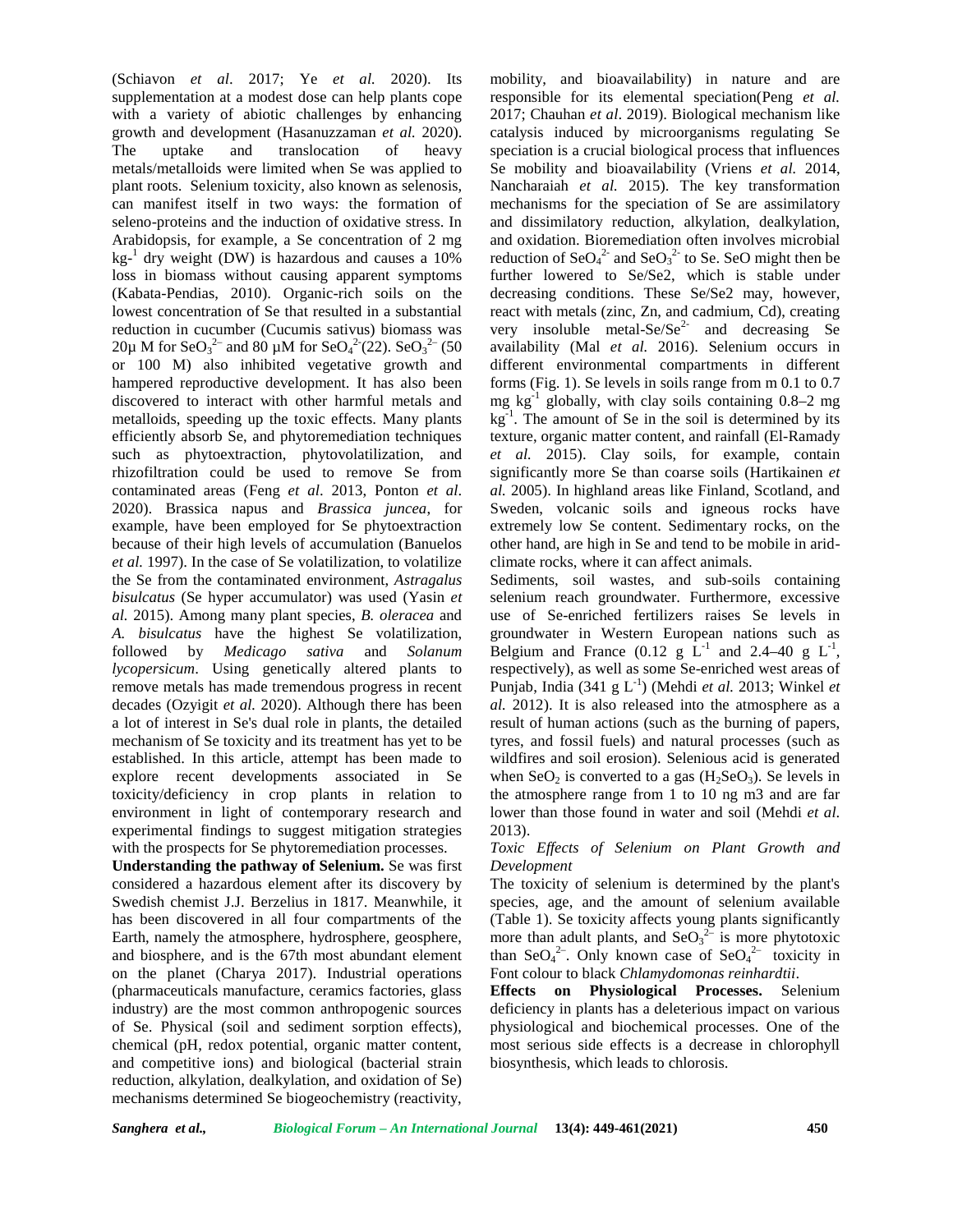(Schiavon *et al*. 2017; Ye *et al.* 2020). Its supplementation at a modest dose can help plants cope with a variety of abiotic challenges by enhancing growth and development (Hasanuzzaman *et al.* 2020). The uptake and translocation of heavy metals/metalloids were limited when Se was applied to plant roots. Selenium toxicity, also known as selenosis, can manifest itself in two ways: the formation of seleno-proteins and the induction of oxidative stress. In Arabidopsis, for example, a Se concentration of 2 mg $kg^{-1}$ dry weight (DW) is hazardous and causes a 10% loss in biomass without causing apparent symptoms (Kabata-Pendias, 2010). Organic-rich soils on the lowest concentration of Se that resulted in a substantial reduction in cucumber (Cucumis sativus) biomass was 20μ M for $SeO_3^{2-}$ and 80 μM for $SeO_4^{2-}$(22). $SeO_3^{2-}$ (50 or 100 M) also inhibited vegetative growth and hampered reproductive development. It has also been discovered to interact with other harmful metals and metalloids, speeding up the toxic effects. Many plants efficiently absorb Se, and phytoremediation techniques such as phytoextraction, phytovolatilization, and rhizofiltration could be used to remove Se from contaminated areas (Feng *et al*. 2013, Ponton *et al*. 2020). Brassica napus and *Brassica juncea*, for example, have been employed for Se phytoextraction because of their high levels of accumulation (Banuelos *et al.* 1997). In the case of Se volatilization, to volatilize the Se from the contaminated environment, *Astragalus bisulcatus* (Se hyper accumulator) was used (Yasin *et al.* 2015). Among many plant species, *B. oleracea* and *A. bisulcatus* have the highest Se volatilization, followed by *Medicago sativa* and *Solanum lycopersicum*. Using genetically altered plants to remove metals has made tremendous progress in recent decades (Ozyigit *et al.* 2020). Although there has been a lot of interest in Se's dual role in plants, the detailed mechanism of Se toxicity and its treatment has yet to be established. In this article, attempt has been made to explore recent developments associated in Se toxicity/deficiency in crop plants in relation to environment in light of contemporary research and experimental findings to suggest mitigation strategies with the prospects for Se phytoremediation processes.

**Understanding the pathway of Selenium.** Se was first considered a hazardous element after its discovery by Swedish chemist J.J. Berzelius in 1817. Meanwhile, it has been discovered in all four compartments of the Earth, namely the atmosphere, hydrosphere, geosphere, and biosphere, and is the 67th most abundant element on the planet (Charya 2017). Industrial operations (pharmaceuticals manufacture, ceramics factories, glass industry) are the most common anthropogenic sources of Se. Physical (soil and sediment sorption effects), chemical (pH, redox potential, organic matter content, and competitive ions) and biological (bacterial strain reduction, alkylation, dealkylation, and oxidation of Se) mechanisms determined Se biogeochemistry (reactivity, mobility, and bioavailability) in nature and are responsible for its elemental speciation(Peng *et al.* 2017; Chauhan *et al*. 2019). Biological mechanism like catalysis induced by microorganisms regulating Se speciation is a crucial biological process that influences Se mobility and bioavailability (Vriens *et al.* 2014, Nancharaiah *et al.* 2015). The key transformation mechanisms for the speciation of Se are assimilatory and dissimilatory reduction, alkylation, dealkylation, and oxidation. Bioremediation often involves microbial reduction of $SeO_4^{2-}$ and $SeO_3^{2-}$ to Se. SeO might then be further lowered to Se/Se2, which is stable under decreasing conditions. These Se/Se2 may, however, react with metals (zinc, Zn, and cadmium, Cd), creating very insoluble metal-Se/$Se^{2-}$ and decreasing Se availability (Mal *et al.* 2016). Selenium occurs in different environmental compartments in different forms (Fig. 1). Se levels in soils range from m 0.1 to 0.7 mg $kg^{-1}$ globally, with clay soils containing 0.8–2 mg $kg^{-1}$. The amount of Se in the soil is determined by its texture, organic matter content, and rainfall (El-Ramady *et al.* 2015). Clay soils, for example, contain significantly more Se than coarse soils (Hartikainen *et al.* 2005). In highland areas like Finland, Scotland, and Sweden, volcanic soils and igneous rocks have extremely low Se content. Sedimentary rocks, on the other hand, are high in Se and tend to be mobile in arid-climate rocks, where it can affect animals.

Sediments, soil wastes, and sub-soils containing selenium reach groundwater. Furthermore, excessive use of Se-enriched fertilizers raises Se levels in groundwater in Western European nations such as Belgium and France (0.12 g $L^{-1}$ and 2.4–40 g $L^{-1}$, respectively), as well as some Se-enriched west areas of Punjab, India (341 g $L^{-1}$) (Mehdi *et al.* 2013; Winkel *et al.* 2012). It is also released into the atmosphere as a result of human actions (such as the burning of papers, tyres, and fossil fuels) and natural processes (such as wildfires and soil erosion). Selenious acid is generated when $SeO_2$ is converted to a gas ($H_2SeO_3$). Se levels in the atmosphere range from 1 to 10 ng m3 and are far lower than those found in water and soil (Mehdi *et al.* 2013).

*Toxic Effects of Selenium on Plant Growth and Development*

The toxicity of selenium is determined by the plant's species, age, and the amount of selenium available (Table 1). Se toxicity affects young plants significantly more than adult plants, and $SeO_3^{2-}$ is more phytotoxic than $SeO_4^{2-}$. Only known case of $SeO_4^{2-}$ toxicity in Font colour to black *Chlamydomonas reinhardtii*.

**Effects on Physiological Processes.** Selenium deficiency in plants has a deleterious impact on various physiological and biochemical processes. One of the most serious side effects is a decrease in chlorophyll biosynthesis, which leads to chlorosis.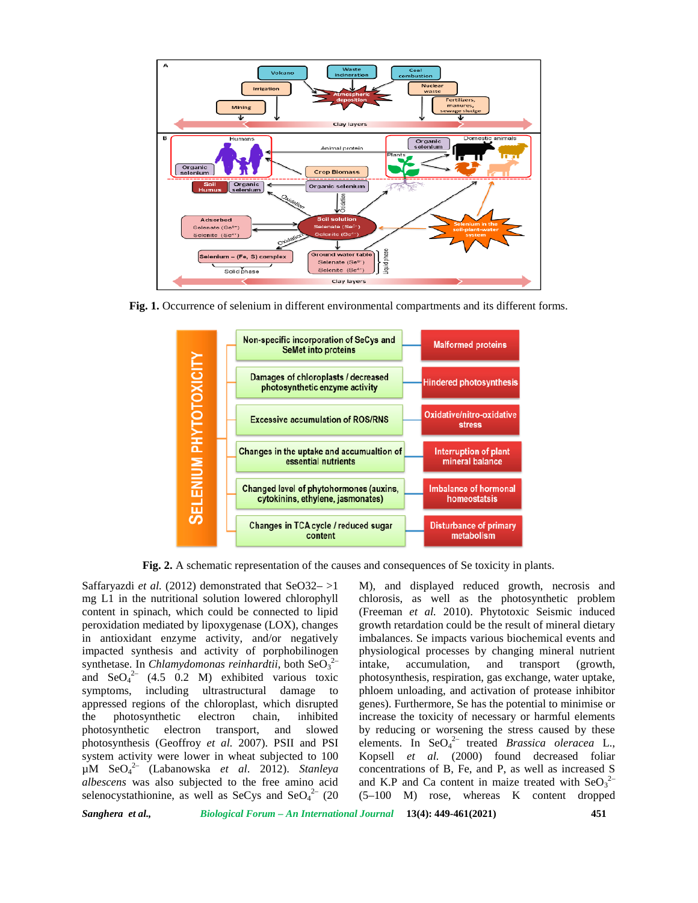**Fig. 1.** Occurrence of selenium in different environmental compartments and its different forms.

**Fig. 2.** A schematic representation of the causes and consequences of Se toxicity in plants.

Saffaryazdi *et al.* (2012) demonstrated that SeO32– >1 mg L1 in the nutritional solution lowered chlorophyll content in spinach, which could be connected to lipid peroxidation mediated by lipoxygenase (LOX), changes in antioxidant enzyme activity, and/or negatively impacted synthesis and activity of porphobilinogen synthetase. In *Chlamydomonas reinhardtii*, both $SeO_3^{2-}$ and $SeO_4^{2-}$ (4.5 0.2 M) exhibited various toxic symptoms, including ultrastructural damage to appressed regions of the chloroplast, which disrupted the photosynthetic electron chain, inhibited photosynthetic electron transport, and slowed photosynthesis (Geoffroy *et al.* 2007). PSII and PSI system activity were lower in wheat subjected to 100 µM $SeO_4^{2-}$ (Labanowska *et al.* 2012). *Stanleya albescens* was also subjected to the free amino acid selenocystathionine, as well as SeCys and $SeO_4^{2-}$ (20 M), and displayed reduced growth, necrosis and chlorosis, as well as the photosynthetic problem (Freeman *et al.* 2010). Phytotoxic Seismic induced growth retardation could be the result of mineral dietary imbalances. Se impacts various biochemical events and physiological processes by changing mineral nutrient intake, accumulation, and transport (growth, photosynthesis, respiration, gas exchange, water uptake, phloem unloading, and activation of protease inhibitor genes). Furthermore, Se has the potential to minimise or increase the toxicity of necessary or harmful elements by reducing or worsening the stress caused by these elements. In $SeO_4^{2-}$ treated *Brassica oleracea* L., Kopsell *et al.* (2000) found decreased foliar concentrations of B, Fe, and P, as well as increased S and K.P and Ca content in maize treated with $SeO_3^{2-}$ (5–100 M) rose, whereas K content dropped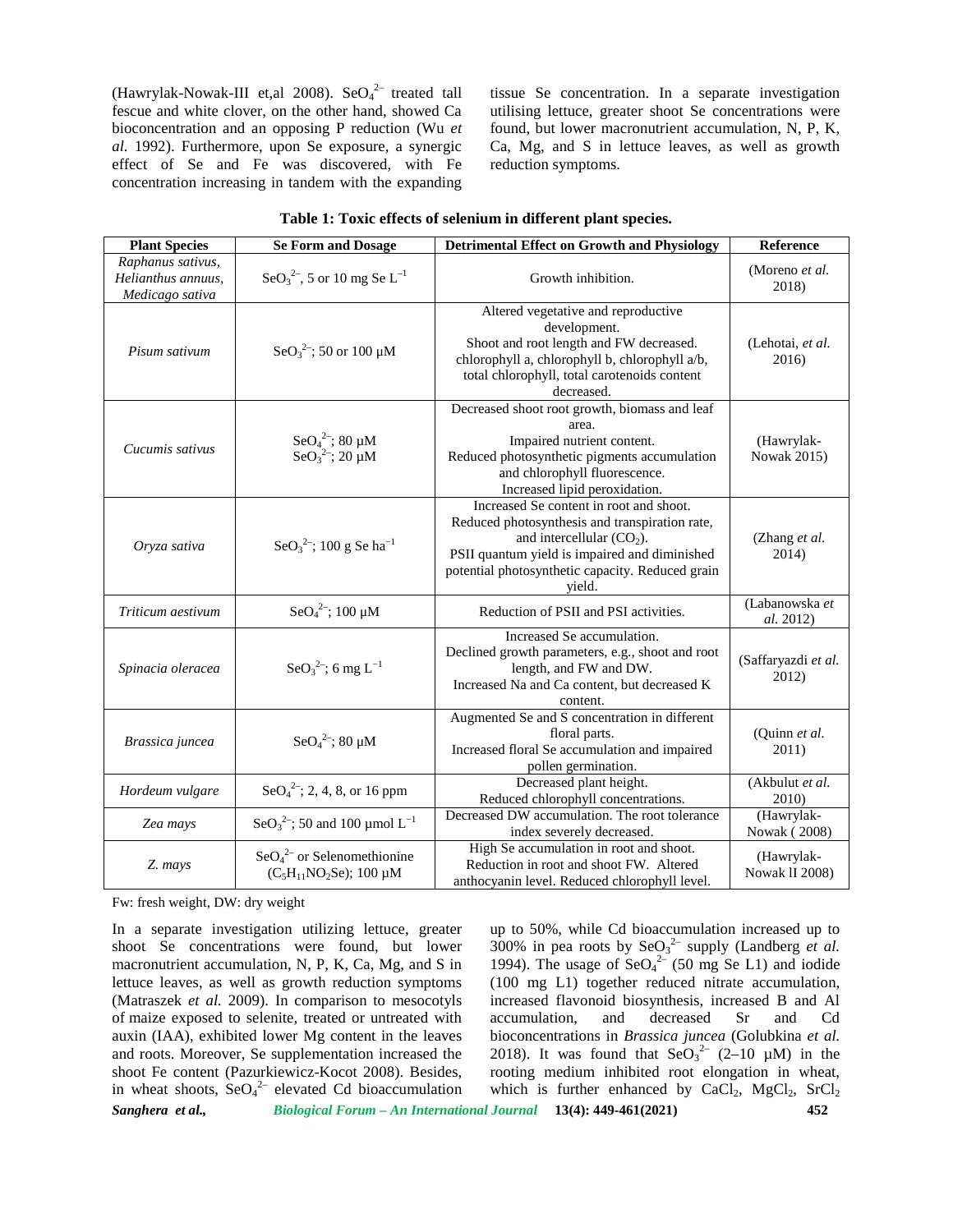(Hawrylak-Nowak-III et,al 2008). $SeO_4^{2-}$ treated tall fescue and white clover, on the other hand, showed Ca bioconcentration and an opposing P reduction (Wu *et al.* 1992). Furthermore, upon Se exposure, a synergic effect of Se and Fe was discovered, with Fe concentration increasing in tandem with the expanding tissue Se concentration. In a separate investigation utilising lettuce, greater shoot Se concentrations were found, but lower macronutrient accumulation, N, P, K, Ca, Mg, and S in lettuce leaves, as well as growth reduction symptoms.

**Table 1: Toxic effects of selenium in different plant species.**

| Plant Species | Se Form and Dosage | Detrimental Effect on Growth and Physiology | Reference |
|---|---|---|---|
| *Raphanus sativus, Helianthus annuus, Medicago sativa* | $SeO_3^{2-}$, 5 or 10 mg Se $L^{-1}$ | Growth inhibition. | (Moreno *et al.* 2018) |
| *Pisum sativum* | $SeO_3^{2-}$; 50 or 100 μM | Altered vegetative and reproductive development. Shoot and root length and FW decreased. chlorophyll a, chlorophyll b, chlorophyll a/b, total chlorophyll, total carotenoids content decreased. | (Lehotai, *et al.* 2016) |
| *Cucumis sativus* | $SeO_4^{2-}$; 80 μM $SeO_3^{2-}$; 20 μM | Decreased shoot root growth, biomass and leaf area. Impaired nutrient content. Reduced photosynthetic pigments accumulation and chlorophyll fluorescence. Increased lipid peroxidation. | (Hawrylak-Nowak 2015) |
| *Oryza sativa* | $SeO_3^{2-}$; 100 g Se $ha^{-1}$ | Increased Se content in root and shoot. Reduced photosynthesis and transpiration rate, and intercellular ($CO_2$). PSII quantum yield is impaired and diminished potential photosynthetic capacity. Reduced grain yield. | (Zhang *et al.* 2014) |
| *Triticum aestivum* | $SeO_4^{2-}$; 100 μM | Reduction of PSII and PSI activities. | (Labanowska *et al.* 2012) |
| *Spinacia oleracea* | $SeO_3^{2-}$; 6 mg $L^{-1}$ | Increased Se accumulation. Declined growth parameters, e.g., shoot and root length, and FW and DW. Increased Na and Ca content, but decreased K content. | (Saffaryazdi *et al.* 2012) |
| *Brassica juncea* | $SeO_4^{2-}$; 80 μM | Augmented Se and S concentration in different floral parts. Increased floral Se accumulation and impaired pollen germination. | (Quinn *et al.* 2011) |
| *Hordeum vulgare* | $SeO_4^{2-}$; 2, 4, 8, or 16 ppm | Decreased plant height. Reduced chlorophyll concentrations. | (Akbulut *et al.* 2010) |
| *Zea mays* | $SeO_3^{2-}$; 50 and 100 μmol $L^{-1}$ | Decreased DW accumulation. The root tolerance index severely decreased. | (Hawrylak-Nowak ( 2008) |
| *Z. mays* | $SeO_4^{2-}$ or Selenomethionine ($C_5H_{11}NO_2Se$); 100 μM | High Se accumulation in root and shoot. Reduction in root and shoot FW. Altered anthocyanin level. Reduced chlorophyll level. | (Hawrylak-Nowak lI 2008) |

Fw: fresh weight, DW: dry weight

In a separate investigation utilizing lettuce, greater shoot Se concentrations were found, but lower macronutrient accumulation, N, P, K, Ca, Mg, and S in lettuce leaves, as well as growth reduction symptoms (Matraszek *et al.* 2009). In comparison to mesocotyls of maize exposed to selenite, treated or untreated with auxin (IAA), exhibited lower Mg content in the leaves and roots. Moreover, Se supplementation increased the shoot Fe content (Pazurkiewicz-Kocot 2008). Besides, in wheat shoots, $SeO_4^{2-}$ elevated Cd bioaccumulation up to 50%, while Cd bioaccumulation increased up to 300% in pea roots by $SeO_3^{2-}$ supply (Landberg *et al.* 1994). The usage of $SeO_4^{2-}$ (50 mg Se L1) and iodide (100 mg L1) together reduced nitrate accumulation, increased flavonoid biosynthesis, increased B and Al accumulation, and decreased Sr and Cd bioconcentrations in *Brassica juncea* (Golubkina *et al.* 2018). It was found that $SeO_3^{2-}$ (2–10 μM) in the rooting medium inhibited root elongation in wheat, which is further enhanced by $CaCl_2$, $MgCl_2$, $SrCl_2$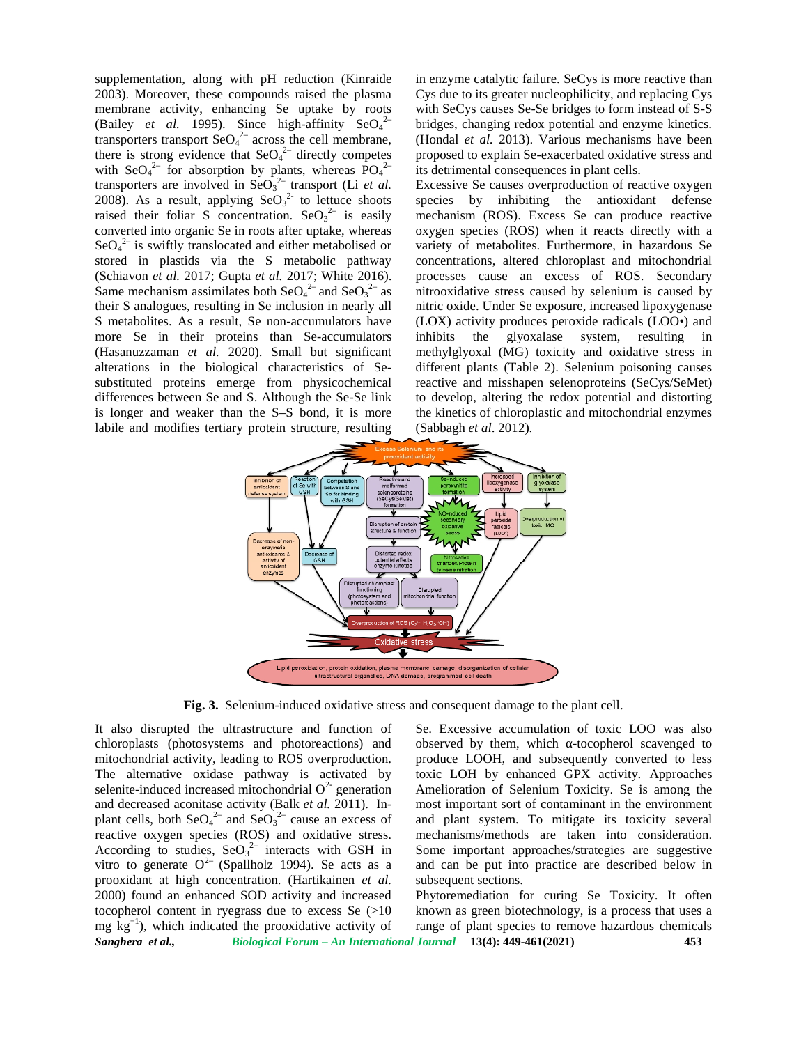supplementation, along with pH reduction (Kinraide 2003). Moreover, these compounds raised the plasma membrane activity, enhancing Se uptake by roots (Bailey *et al.* 1995). Since high-affinity $SeO_4^{2-}$ transporters transport $SeO_4^{2-}$ across the cell membrane, there is strong evidence that $SeO_4^{2-}$ directly competes with $SeO_4^{2-}$ for absorption by plants, whereas $PO_4^{2-}$ transporters are involved in $SeO_3^{2-}$ transport (Li *et al.* 2008). As a result, applying $SeO_3^{2-}$ to lettuce shoots raised their foliar S concentration. $SeO_3^{2-}$ is easily converted into organic Se in roots after uptake, whereas $SeO_4^{2-}$ is swiftly translocated and either metabolised or stored in plastids via the S metabolic pathway (Schiavon *et al.* 2017; Gupta *et al.* 2017; White 2016). Same mechanism assimilates both $SeO_4^{2-}$ and $SeO_3^{2-}$ as their S analogues, resulting in Se inclusion in nearly all S metabolites. As a result, Se non-accumulators have more Se in their proteins than Se-accumulators (Hasanuzzaman *et al.* 2020). Small but significant alterations in the biological characteristics of Se-substituted proteins emerge from physicochemical differences between Se and S. Although the Se-Se link is longer and weaker than the S–S bond, it is more labile and modifies tertiary protein structure, resulting in enzyme catalytic failure. SeCys is more reactive than Cys due to its greater nucleophilicity, and replacing Cys with SeCys causes Se-Se bridges to form instead of S-S bridges, changing redox potential and enzyme kinetics. (Hondal *et al.* 2013). Various mechanisms have been proposed to explain Se-exacerbated oxidative stress and its detrimental consequences in plant cells.

Excessive Se causes overproduction of reactive oxygen species by inhibiting the antioxidant defense mechanism (ROS). Excess Se can produce reactive oxygen species (ROS) when it reacts directly with a variety of metabolites. Furthermore, in hazardous Se concentrations, altered chloroplast and mitochondrial processes cause an excess of ROS. Secondary nitrooxidative stress caused by selenium is caused by nitric oxide. Under Se exposure, increased lipoxygenase (LOX) activity produces peroxide radicals (LOO•) and inhibits the glyoxalase system, resulting in methylglyoxal (MG) toxicity and oxidative stress in different plants (Table 2). Selenium poisoning causes reactive and misshapen selenoproteins (SeCys/SeMet) to develop, altering the redox potential and distorting the kinetics of chloroplastic and mitochondrial enzymes (Sabbagh *et al*. 2012).

**Fig. 3.** Selenium-induced oxidative stress and consequent damage to the plant cell.

It also disrupted the ultrastructure and function of chloroplasts (photosystems and photoreactions) and mitochondrial activity, leading to ROS overproduction. The alternative oxidase pathway is activated by selenite-induced increased mitochondrial $O^{2-}$ generation and decreased aconitase activity (Balk *et al.* 2011). In-plant cells, both $SeO_4^{2-}$ and $SeO_3^{2-}$ cause an excess of reactive oxygen species (ROS) and oxidative stress. According to studies, $SeO_3^{2-}$ interacts with GSH in vitro to generate $O^{2-}$ (Spallholz 1994). Se acts as a prooxidant at high concentration. (Hartikainen *et al.* 2000) found an enhanced SOD activity and increased tocopherol content in ryegrass due to excess Se (>10 mg $kg^{-1}$), which indicated the prooxidative activity of Se. Excessive accumulation of toxic LOO was also observed by them, which α-tocopherol scavenged to produce LOOH, and subsequently converted to less toxic LOH by enhanced GPX activity. Approaches Amelioration of Selenium Toxicity. Se is among the most important sort of contaminant in the environment and plant system. To mitigate its toxicity several mechanisms/methods are taken into consideration. Some important approaches/strategies are suggestive and can be put into practice are described below in subsequent sections.

Phytoremediation for curing Se Toxicity. It often known as green biotechnology, is a process that uses a range of plant species to remove hazardous chemicals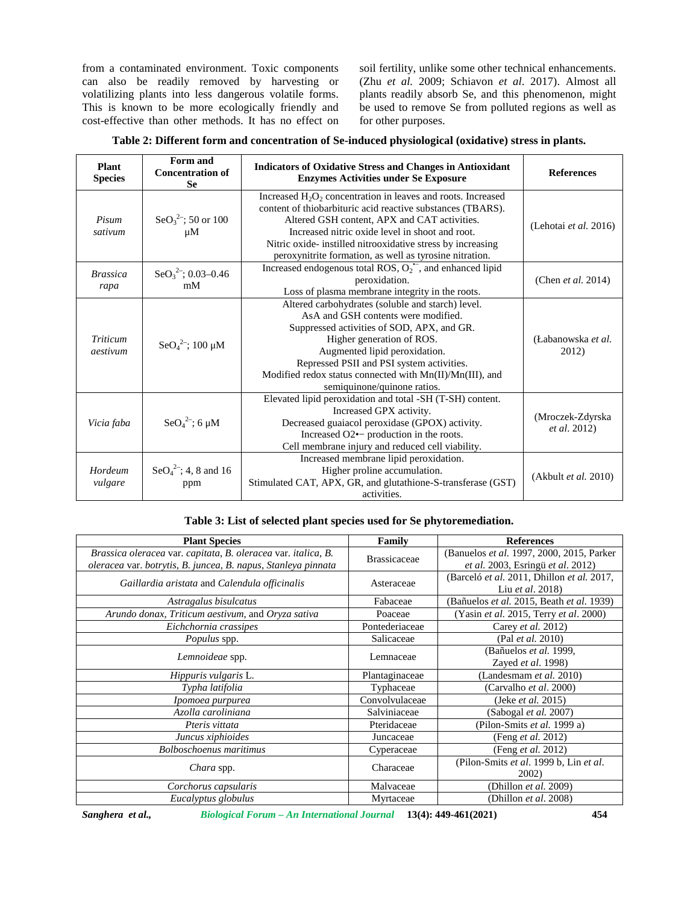from a contaminated environment. Toxic components can also be readily removed by harvesting or volatilizing plants into less dangerous volatile forms. This is known to be more ecologically friendly and cost-effective than other methods. It has no effect on soil fertility, unlike some other technical enhancements. (Zhu *et al.* 2009; Schiavon *et al*. 2017). Almost all plants readily absorb Se, and this phenomenon, might be used to remove Se from polluted regions as well as for other purposes.

**Table 2: Different form and concentration of Se-induced physiological (oxidative) stress in plants.**

| Plant Species | Form and Concentration of Se | Indicators of Oxidative Stress and Changes in Antioxidant Enzymes Activities under Se Exposure | References |
|---|---|---|---|
| *Pisum sativum* | $SeO_3^{2-}$; 50 or 100 μM | Increased $H_2O_2$ concentration in leaves and roots. Increased content of thiobarbituric acid reactive substances (TBARS). Altered GSH content, APX and CAT activities. Increased nitric oxide level in shoot and root. Nitric oxide- instilled nitrooxidative stress by increasing peroxynitrite formation, as well as tyrosine nitration. | (Lehotai *et al.* 2016) |
| *Brassica rapa* | $SeO_3^{2-}$; 0.03–0.46 mM | Increased endogenous total ROS, $O_2^{\bullet-}$, and enhanced lipid peroxidation. Loss of plasma membrane integrity in the roots. | (Chen *et al.* 2014) |
| *Triticum aestivum* | $SeO_4^{2-}$; 100 μM | Altered carbohydrates (soluble and starch) level. AsA and GSH contents were modified. Suppressed activities of SOD, APX, and GR. Higher generation of ROS. Augmented lipid peroxidation. Repressed PSII and PSI system activities. Modified redox status connected with Mn(II)/Mn(III), and semiquinone/quinone ratios. | (Łabanowska *et al.* 2012) |
| *Vicia faba* | $SeO_4^{2-}$; 6 μM | Elevated lipid peroxidation and total -SH (T-SH) content. Increased GPX activity. Decreased guaiacol peroxidase (GPOX) activity. Increased $O_2^{\bullet-}$ production in the roots. Cell membrane injury and reduced cell viability. | (Mroczek-Zdyrska *et al.* 2012) |
| *Hordeum vulgare* | $SeO_4^{2-}$; 4, 8 and 16 ppm | Increased membrane lipid peroxidation. Higher proline accumulation. Stimulated CAT, APX, GR, and glutathione-S-transferase (GST) activities. | (Akbult *et al.* 2010) |

**Table 3: List of selected plant species used for Se phytoremediation.**

| Plant Species | Family | References |
|---|---|---|
| *Brassica oleracea* var. *capitata*, *B. oleracea* var. *italica*, *B. oleracea* var. *botrytis*, *B. juncea*, *B. napus*, *Stanleya pinnata* | Brassicaceae | (Banuelos *et al.* 1997, 2000, 2015, Parker *et al.* 2003, Esringü *et al.* 2012) |
| *Gaillardia aristata* and *Calendula officinalis* | Asteraceae | (Barceló *et al.* 2011, Dhillon *et al.* 2017, Liu *et al*. 2018) |
| *Astragalus bisulcatus* | Fabaceae | (Bañuelos *et al.* 2015, Beath *et al.* 1939) |
| *Arundo donax*, *Triticum aestivum*, and *Oryza sativa* | Poaceae | (Yasin *et al.* 2015, Terry *et al*. 2000) |
| *Eichchornia crassipes* | Pontederiaceae | Carey *et al.* 2012) |
| *Populus* spp. | Salicaceae | (Pal *et al.* 2010) |
| *Lemnoideae* spp. | Lemnaceae | (Bañuelos *et al.* 1999, Zayed *et al*. 1998) |
| *Hippuris vulgaris* L. | Plantaginaceae | (Landesmam *et al.* 2010) |
| *Typha latifolia* | Typhaceae | (Carvalho *et al*. 2000) |
| *Ipomoea purpurea* | Convolvulaceae | (Jeke *et al.* 2015) |
| *Azolla caroliniana* | Salviniaceae | (Sabogal *et al.* 2007) |
| *Pteris vittata* | Pteridaceae | (Pilon-Smits *et al.* 1999 a) |
| *Juncus xiphioides* | Juncaceae | (Feng *et al.* 2012) |
| *Bolboschoenus maritimus* | Cyperaceae | (Feng *et al.* 2012) |
| *Chara* spp. | Characeae | (Pilon-Smits *et al.* 1999 b, Lin *et al.* 2002) |
| *Corchorus capsularis* | Malvaceae | (Dhillon *et al.* 2009) |
| *Eucalyptus globulus* | Myrtaceae | (Dhillon *et al*. 2008) |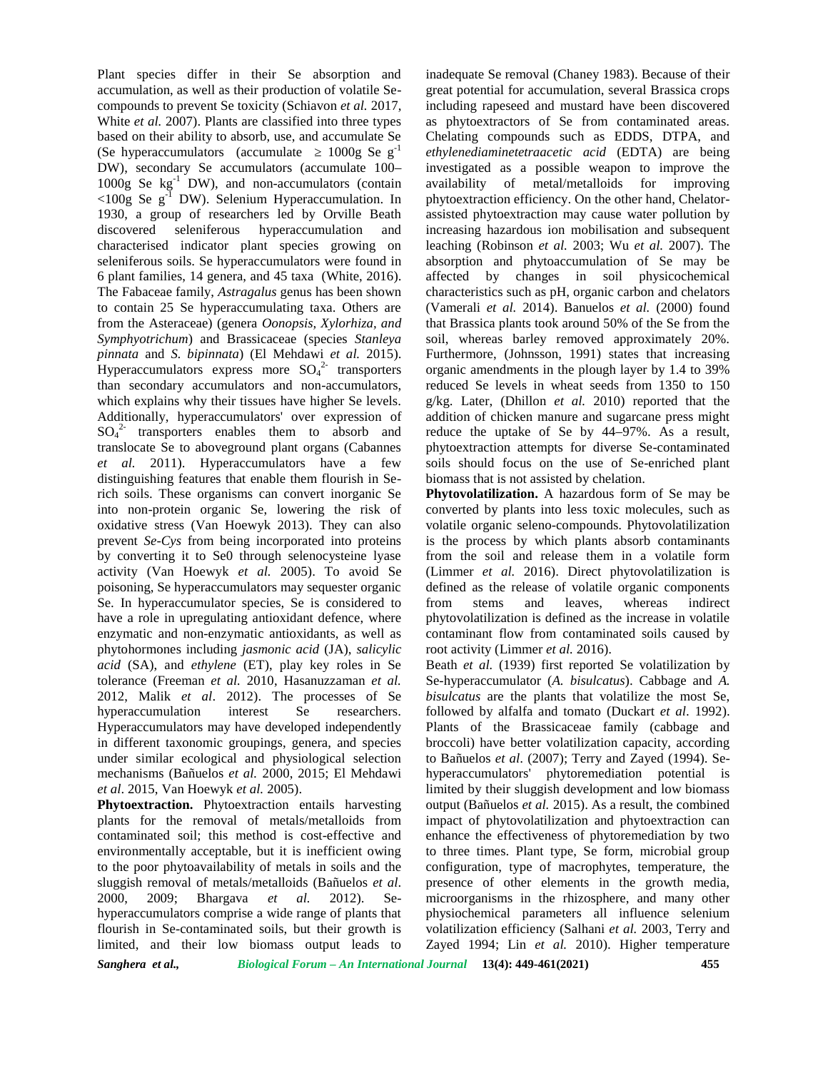Plant species differ in their Se absorption and accumulation, as well as their production of volatile Se-compounds to prevent Se toxicity (Schiavon *et al.* 2017, White *et al.* 2007). Plants are classified into three types based on their ability to absorb, use, and accumulate Se (Se hyperaccumulators (accumulate $\geq$ 1000g Se $g^{-1}$ DW), secondary Se accumulators (accumulate 100–1000g Se $kg^{-1}$ DW), and non-accumulators (contain <100g Se $g^{-1}$ DW). Selenium Hyperaccumulation. In 1930, a group of researchers led by Orville Beath discovered seleniferous hyperaccumulation and characterised indicator plant species growing on seleniferous soils. Se hyperaccumulators were found in 6 plant families, 14 genera, and 45 taxa (White, 2016). The Fabaceae family, *Astragalus* genus has been shown to contain 25 Se hyperaccumulating taxa. Others are from the Asteraceae) (genera *Oonopsis, Xylorhiza, and Symphyotrichum*) and Brassicaceae (species *Stanleya pinnata* and *S. bipinnata*) (El Mehdawi *et al.* 2015). Hyperaccumulators express more $SO_4^{2-}$ transporters than secondary accumulators and non-accumulators, which explains why their tissues have higher Se levels. Additionally, hyperaccumulators' over expression of $SO_4^{2-}$ transporters enables them to absorb and translocate Se to aboveground plant organs (Cabannes *et al.* 2011). Hyperaccumulators have a few distinguishing features that enable them flourish in Se-rich soils. These organisms can convert inorganic Se into non-protein organic Se, lowering the risk of oxidative stress (Van Hoewyk 2013). They can also prevent *Se-Cys* from being incorporated into proteins by converting it to Se0 through selenocysteine lyase activity (Van Hoewyk *et al.* 2005). To avoid Se poisoning, Se hyperaccumulators may sequester organic Se. In hyperaccumulator species, Se is considered to have a role in upregulating antioxidant defence, where enzymatic and non-enzymatic antioxidants, as well as phytohormones including *jasmonic acid* (JA), *salicylic acid* (SA), and *ethylene* (ET), play key roles in Se tolerance (Freeman *et al.* 2010, Hasanuzzaman *et al.* 2012, Malik *et al*. 2012). The processes of Se hyperaccumulation interest Se researchers. Hyperaccumulators may have developed independently in different taxonomic groupings, genera, and species under similar ecological and physiological selection mechanisms (Bañuelos *et al.* 2000, 2015; El Mehdawi *et al*. 2015, Van Hoewyk *et al.* 2005).

**Phytoextraction.** Phytoextraction entails harvesting plants for the removal of metals/metalloids from contaminated soil; this method is cost-effective and environmentally acceptable, but it is inefficient owing to the poor phytoavailability of metals in soils and the sluggish removal of metals/metalloids (Bañuelos *et al*. 2000, 2009; Bhargava *et al.* 2012). Se-hyperaccumulators comprise a wide range of plants that flourish in Se-contaminated soils, but their growth is limited, and their low biomass output leads to inadequate Se removal (Chaney 1983). Because of their great potential for accumulation, several Brassica crops including rapeseed and mustard have been discovered as phytoextractors of Se from contaminated areas. Chelating compounds such as EDDS, DTPA, and *ethylenediaminetetraacetic acid* (EDTA) are being investigated as a possible weapon to improve the availability of metal/metalloids for improving phytoextraction efficiency. On the other hand, Chelator-assisted phytoextraction may cause water pollution by increasing hazardous ion mobilisation and subsequent leaching (Robinson *et al.* 2003; Wu *et al.* 2007). The absorption and phytoaccumulation of Se may be affected by changes in soil physicochemical characteristics such as pH, organic carbon and chelators (Vamerali *et al.* 2014). Banuelos *et al.* (2000) found that Brassica plants took around 50% of the Se from the soil, whereas barley removed approximately 20%. Furthermore, (Johnsson, 1991) states that increasing organic amendments in the plough layer by 1.4 to 39% reduced Se levels in wheat seeds from 1350 to 150 g/kg. Later, (Dhillon *et al.* 2010) reported that the addition of chicken manure and sugarcane press might reduce the uptake of Se by 44–97%. As a result, phytoextraction attempts for diverse Se-contaminated soils should focus on the use of Se-enriched plant biomass that is not assisted by chelation.

**Phytovolatilization.** A hazardous form of Se may be converted by plants into less toxic molecules, such as volatile organic seleno-compounds. Phytovolatilization is the process by which plants absorb contaminants from the soil and release them in a volatile form (Limmer *et al.* 2016). Direct phytovolatilization is defined as the release of volatile organic components from stems and leaves, whereas indirect phytovolatilization is defined as the increase in volatile contaminant flow from contaminated soils caused by root activity (Limmer *et al.* 2016).

Beath *et al.* (1939) first reported Se volatilization by Se-hyperaccumulator (*A. bisulcatus*). Cabbage and *A. bisulcatus* are the plants that volatilize the most Se, followed by alfalfa and tomato (Duckart *et al*. 1992). Plants of the Brassicaceae family (cabbage and broccoli) have better volatilization capacity, according to Bañuelos *et al*. (2007); Terry and Zayed (1994). Se-hyperaccumulators' phytoremediation potential is limited by their sluggish development and low biomass output (Bañuelos *et al.* 2015). As a result, the combined impact of phytovolatilization and phytoextraction can enhance the effectiveness of phytoremediation by two to three times. Plant type, Se form, microbial group configuration, type of macrophytes, temperature, the presence of other elements in the growth media, microorganisms in the rhizosphere, and many other physiochemical parameters all influence selenium volatilization efficiency (Salhani *et al.* 2003, Terry and Zayed 1994; Lin *et al.* 2010). Higher temperature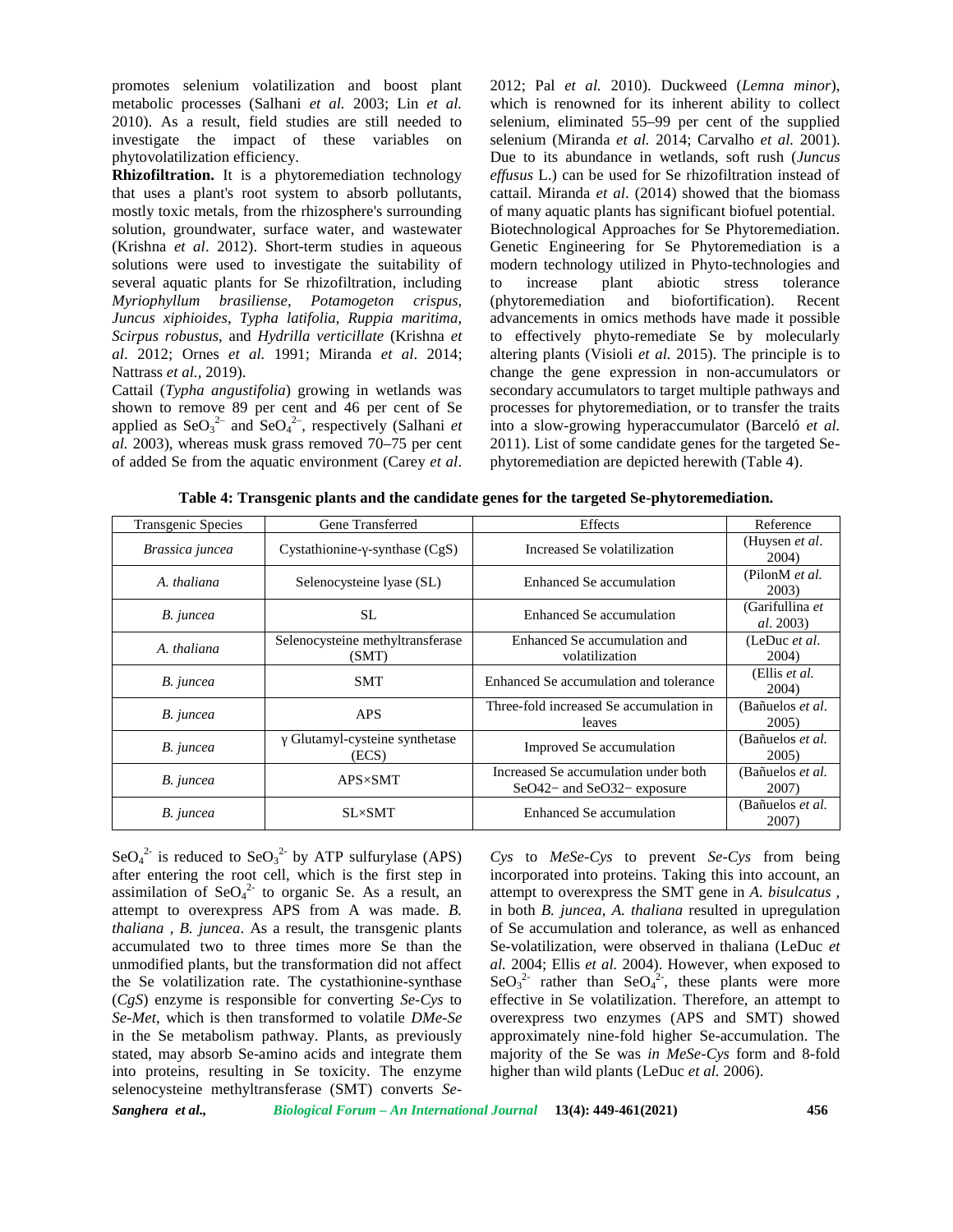promotes selenium volatilization and boost plant metabolic processes (Salhani *et al.* 2003; Lin *et al.* 2010). As a result, field studies are still needed to investigate the impact of these variables on phytovolatilization efficiency.

**Rhizofiltration.** It is a phytoremediation technology that uses a plant's root system to absorb pollutants, mostly toxic metals, from the rhizosphere's surrounding solution, groundwater, surface water, and wastewater (Krishna *et al*. 2012). Short-term studies in aqueous solutions were used to investigate the suitability of several aquatic plants for Se rhizofiltration, including *Myriophyllum brasiliense*, *Potamogeton crispus*, *Juncus xiphioides*, *Typha latifolia*, *Ruppia maritima*, *Scirpus robustus*, and *Hydrilla verticillate* (Krishna *et al*. 2012; Ornes *et al.* 1991; Miranda *et al*. 2014; Nattrass *et al.*, 2019).

Cattail (*Typha angustifolia*) growing in wetlands was shown to remove 89 per cent and 46 per cent of Se applied as $SeO_3^{2-}$ and $SeO_4^{2-}$, respectively (Salhani *et al.* 2003), whereas musk grass removed 70–75 per cent of added Se from the aquatic environment (Carey *et al*. 2012; Pal *et al.* 2010). Duckweed (*Lemna minor*), which is renowned for its inherent ability to collect selenium, eliminated 55–99 per cent of the supplied selenium (Miranda *et al.* 2014; Carvalho *et al.* 2001). Due to its abundance in wetlands, soft rush (*Juncus effusus* L.) can be used for Se rhizofiltration instead of cattail. Miranda *et al*. (2014) showed that the biomass of many aquatic plants has significant biofuel potential.

Biotechnological Approaches for Se Phytoremediation. Genetic Engineering for Se Phytoremediation is a modern technology utilized in Phyto-technologies and to increase plant abiotic stress tolerance (phytoremediation and biofortification). Recent advancements in omics methods have made it possible to effectively phyto-remediate Se by molecularly altering plants (Visioli *et al.* 2015). The principle is to change the gene expression in non-accumulators or secondary accumulators to target multiple pathways and processes for phytoremediation, or to transfer the traits into a slow-growing hyperaccumulator (Barceló *et al.* 2011). List of some candidate genes for the targeted Se-phytoremediation are depicted herewith (Table 4).

**Table 4: Transgenic plants and the candidate genes for the targeted Se-phytoremediation.**

| Transgenic Species | Gene Transferred | Effects | Reference |
|---|---|---|---|
| *Brassica juncea* | Cystathionine-γ-synthase (CgS) | Increased Se volatilization | (Huysen *et al*. 2004) |
| *A. thaliana* | Selenocysteine lyase (SL) | Enhanced Se accumulation | (PilonM *et al.* 2003) |
| *B. juncea* | SL | Enhanced Se accumulation | (Garifullina *et al*. 2003) |
| *A. thaliana* | Selenocysteine methyltransferase (SMT) | Enhanced Se accumulation and volatilization | (LeDuc *et al*. 2004) |
| *B. juncea* | SMT | Enhanced Se accumulation and tolerance | (Ellis *et al.* 2004) |
| *B. juncea* | APS | Three-fold increased Se accumulation in leaves | (Bañuelos *et al.* 2005) |
| *B. juncea* | γ Glutamyl-cysteine synthetase (ECS) | Improved Se accumulation | (Bañuelos *et al.* 2005) |
| *B. juncea* | APS×SMT | Increased Se accumulation under both SeO42− and SeO32− exposure | (Bañuelos *et al.* 2007) |
| *B. juncea* | SL×SMT | Enhanced Se accumulation | (Bañuelos *et al.* 2007) |

$SeO_4^{2-}$ is reduced to $SeO_3^{2-}$ by ATP sulfurylase (APS) after entering the root cell, which is the first step in assimilation of $SeO_4^{2-}$ to organic Se. As a result, an attempt to overexpress APS from A was made. *B. thaliana* , *B. juncea*. As a result, the transgenic plants accumulated two to three times more Se than the unmodified plants, but the transformation did not affect the Se volatilization rate. The cystathionine-synthase (*CgS*) enzyme is responsible for converting *Se-Cys* to *Se-Met*, which is then transformed to volatile *DMe-Se* in the Se metabolism pathway. Plants, as previously stated, may absorb Se-amino acids and integrate them into proteins, resulting in Se toxicity. The enzyme selenocysteine methyltransferase (SMT) converts *Se-Cys* to *MeSe-Cys* to prevent *Se-Cys* from being incorporated into proteins. Taking this into account, an attempt to overexpress the SMT gene in *A. bisulcatus* , in both *B. juncea*, *A. thaliana* resulted in upregulation of Se accumulation and tolerance, as well as enhanced Se-volatilization, were observed in thaliana (LeDuc *et al.* 2004; Ellis *et al.* 2004). However, when exposed to $SeO_3^{2-}$ rather than $SeO_4^{2-}$, these plants were more effective in Se volatilization. Therefore, an attempt to overexpress two enzymes (APS and SMT) showed approximately nine-fold higher Se-accumulation. The majority of the Se was *in MeSe-Cys* form and 8-fold higher than wild plants (LeDuc *et al.* 2006).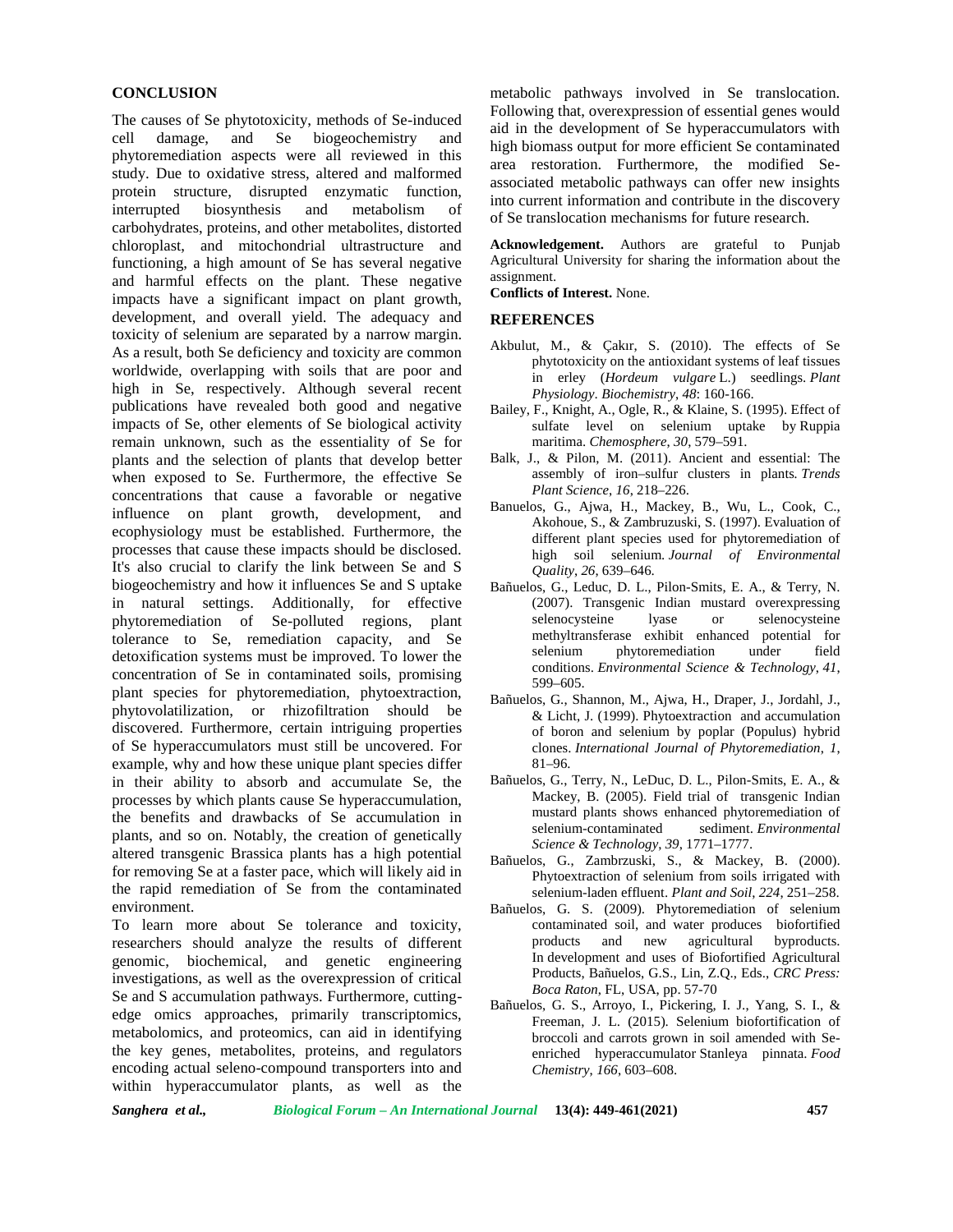## CONCLUSION

The causes of Se phytotoxicity, methods of Se-induced cell damage, and Se biogeochemistry and phytoremediation aspects were all reviewed in this study. Due to oxidative stress, altered and malformed protein structure, disrupted enzymatic function, interrupted biosynthesis and metabolism of carbohydrates, proteins, and other metabolites, distorted chloroplast, and mitochondrial ultrastructure and functioning, a high amount of Se has several negative and harmful effects on the plant. These negative impacts have a significant impact on plant growth, development, and overall yield. The adequacy and toxicity of selenium are separated by a narrow margin. As a result, both Se deficiency and toxicity are common worldwide, overlapping with soils that are poor and high in Se, respectively. Although several recent publications have revealed both good and negative impacts of Se, other elements of Se biological activity remain unknown, such as the essentiality of Se for plants and the selection of plants that develop better when exposed to Se. Furthermore, the effective Se concentrations that cause a favorable or negative influence on plant growth, development, and ecophysiology must be established. Furthermore, the processes that cause these impacts should be disclosed. It's also crucial to clarify the link between Se and S biogeochemistry and how it influences Se and S uptake in natural settings. Additionally, for effective phytoremediation of Se-polluted regions, plant tolerance to Se, remediation capacity, and Se detoxification systems must be improved. To lower the concentration of Se in contaminated soils, promising plant species for phytoremediation, phytoextraction, phytovolatilization, or rhizofiltration should be discovered. Furthermore, certain intriguing properties of Se hyperaccumulators must still be uncovered. For example, why and how these unique plant species differ in their ability to absorb and accumulate Se, the processes by which plants cause Se hyperaccumulation, the benefits and drawbacks of Se accumulation in plants, and so on. Notably, the creation of genetically altered transgenic Brassica plants has a high potential for removing Se at a faster pace, which will likely aid in the rapid remediation of Se from the contaminated environment.

To learn more about Se tolerance and toxicity, researchers should analyze the results of different genomic, biochemical, and genetic engineering investigations, as well as the overexpression of critical Se and S accumulation pathways. Furthermore, cutting-edge omics approaches, primarily transcriptomics, metabolomics, and proteomics, can aid in identifying the key genes, metabolites, proteins, and regulators encoding actual seleno-compound transporters into and within hyperaccumulator plants, as well as the metabolic pathways involved in Se translocation. Following that, overexpression of essential genes would aid in the development of Se hyperaccumulators with high biomass output for more efficient Se contaminated area restoration. Furthermore, the modified Se-associated metabolic pathways can offer new insights into current information and contribute in the discovery of Se translocation mechanisms for future research.

**Acknowledgement.** Authors are grateful to Punjab Agricultural University for sharing the information about the assignment.

**Conflicts of Interest.** None.

## REFERENCES

Akbulut, M., & Çakır, S. (2010). The effects of Se phytotoxicity on the antioxidant systems of leaf tissues in erley (*Hordeum vulgare* L.) seedlings. *Plant Physiology. Biochemistry*, *48*: 160-166.

Bailey, F., Knight, A., Ogle, R., & Klaine, S. (1995). Effect of sulfate level on selenium uptake by Ruppia maritima. *Chemosphere*, *30*, 579–591.

Balk, J., & Pilon, M. (2011). Ancient and essential: The assembly of iron–sulfur clusters in plants. *Trends Plant Science*, *16*, 218–226.

Banuelos, G., Ajwa, H., Mackey, B., Wu, L., Cook, C., Akohoue, S., & Zambruzuski, S. (1997). Evaluation of different plant species used for phytoremediation of high soil selenium. *Journal of Environmental Quality*, *26*, 639–646.

Bañuelos, G., Leduc, D. L., Pilon-Smits, E. A., & Terry, N. (2007). Transgenic Indian mustard overexpressing selenocysteine lyase or selenocysteine methyltransferase exhibit enhanced potential for selenium phytoremediation under field conditions. *Environmental Science & Technology*, *41*, 599–605.

Bañuelos, G., Shannon, M., Ajwa, H., Draper, J., Jordahl, J., & Licht, J. (1999). Phytoextraction and accumulation of boron and selenium by poplar (Populus) hybrid clones. *International Journal of Phytoremediation*, *1*, 81–96.

Bañuelos, G., Terry, N., LeDuc, D. L., Pilon-Smits, E. A., & Mackey, B. (2005). Field trial of transgenic Indian mustard plants shows enhanced phytoremediation of selenium-contaminated sediment. *Environmental Science & Technology*, *39*, 1771–1777.

Bañuelos, G., Zambrzuski, S., & Mackey, B. (2000). Phytoextraction of selenium from soils irrigated with selenium-laden effluent. *Plant and Soil*, *224*, 251–258.

Bañuelos, G. S. (2009). Phytoremediation of selenium contaminated soil, and water produces biofortified products and new agricultural byproducts. In development and uses of Biofortified Agricultural Products, Bañuelos, G.S., Lin, Z.Q., Eds., *CRC Press: Boca Raton*, FL, USA, pp. 57-70

Bañuelos, G. S., Arroyo, I., Pickering, I. J., Yang, S. I., & Freeman, J. L. (2015). Selenium biofortification of broccoli and carrots grown in soil amended with Se-enriched hyperaccumulator Stanleya pinnata. *Food Chemistry*, *166*, 603–608.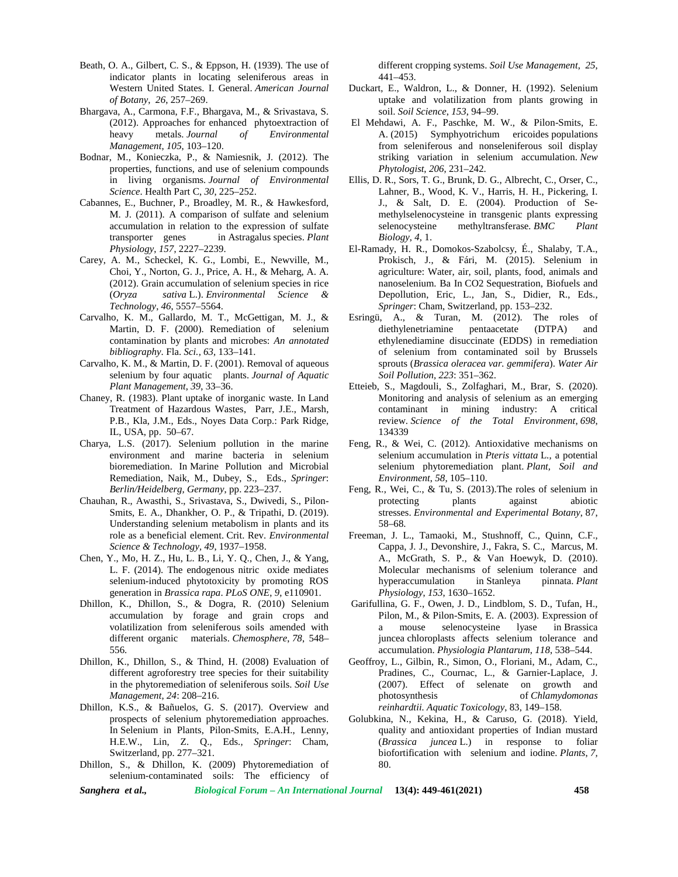Beath, O. A., Gilbert, C. S., & Eppson, H. (1939). The use of indicator plants in locating seleniferous areas in Western United States. I. General. *American Journal of Botany*, *26*, 257–269.

Bhargava, A., Carmona, F.F., Bhargava, M., & Srivastava, S. (2012). Approaches for enhanced phytoextraction of heavy metals. *Journal of Environmental Management*, *105*, 103–120.

Bodnar, M., Konieczka, P., & Namiesnik, J. (2012). The properties, functions, and use of selenium compounds in living organisms. *Journal of Environmental Science*. Health Part C, *30*, 225–252.

Cabannes, E., Buchner, P., Broadley, M. R., & Hawkesford, M. J. (2011). A comparison of sulfate and selenium accumulation in relation to the expression of sulfate transporter genes in Astragalus species. *Plant Physiology*, *157*, 2227–2239.

Carey, A. M., Scheckel, K. G., Lombi, E., Newville, M., Choi, Y., Norton, G. J., Price, A. H., & Meharg, A. A. (2012). Grain accumulation of selenium species in rice (*Oryza sativa* L.). *Environmental Science & Technology*, *46*, 5557–5564.

Carvalho, K. M., Gallardo, M. T., McGettigan, M. J., & Martin, D. F. (2000). Remediation of selenium contamination by plants and microbes: *An annotated bibliography*. Fla. *Sci.*, *63*, 133–141.

Carvalho, K. M., & Martin, D. F. (2001). Removal of aqueous selenium by four aquatic plants. *Journal of Aquatic Plant Management*, *39*, 33–36.

Chaney, R. (1983). Plant uptake of inorganic waste. In Land Treatment of Hazardous Wastes, Parr, J.E., Marsh, P.B., Kla, J.M., Eds., Noyes Data Corp.: Park Ridge, IL, USA, pp. 50–67.

Charya, L.S. (2017). Selenium pollution in the marine environment and marine bacteria in selenium bioremediation. In Marine Pollution and Microbial Remediation, Naik, M., Dubey, S., Eds., *Springer*: *Berlin/Heidelberg, Germany*, pp. 223–237.

Chauhan, R., Awasthi, S., Srivastava, S., Dwivedi, S., Pilon-Smits, E. A., Dhankher, O. P., & Tripathi, D. (2019). Understanding selenium metabolism in plants and its role as a beneficial element. Crit. Rev. *Environmental Science & Technology, 49*, 1937–1958.

Chen, Y., Mo, H. Z., Hu, L. B., Li, Y. Q., Chen, J., & Yang, L. F. (2014). The endogenous nitric oxide mediates selenium-induced phytotoxicity by promoting ROS generation in *Brassica rapa*. *PLoS ONE*, *9*, e110901.

Dhillon, K., Dhillon, S., & Dogra, R. (2010) Selenium accumulation by forage and grain crops and volatilization from seleniferous soils amended with different organic materials. *Chemosphere*, *78*, 548–556.

Dhillon, K., Dhillon, S., & Thind, H. (2008) Evaluation of different agroforestry tree species for their suitability in the phytoremediation of seleniferous soils. *Soil Use Management, 24*: 208–216.

Dhillon, K.S., & Bañuelos, G. S. (2017). Overview and prospects of selenium phytoremediation approaches. In Selenium in Plants, Pilon-Smits, E.A.H., Lenny, H.E.W., Lin, Z. Q., Eds., *Springer*: Cham, Switzerland, pp. 277–321.

Dhillon, S., & Dhillon, K. (2009) Phytoremediation of selenium-contaminated soils: The efficiency of different cropping systems. *Soil Use Management*, *25*, 441–453.

Duckart, E., Waldron, L., & Donner, H. (1992). Selenium uptake and volatilization from plants growing in soil. *Soil Science, 153*, 94–99.

El Mehdawi, A. F., Paschke, M. W., & Pilon-Smits, E. A. (2015) Symphyotrichum ericoides populations from seleniferous and nonseleniferous soil display striking variation in selenium accumulation. *New Phytologist*, *206*, 231–242.

Ellis, D. R., Sors, T. G., Brunk, D. G., Albrecht, C., Orser, C., Lahner, B., Wood, K. V., Harris, H. H., Pickering, I. J., & Salt, D. E. (2004). Production of Se-methylselenocysteine in transgenic plants expressing selenocysteine methyltransferase. *BMC Plant Biology*, *4*, 1.

El-Ramady, H. R., Domokos-Szabolcsy, É., Shalaby, T.A., Prokisch, J., & Fári, M. (2015). Selenium in agriculture: Water, air, soil, plants, food, animals and nanoselenium. Ba In CO2 Sequestration, Biofuels and Depollution, Eric, L., Jan, S., Didier, R., Eds., *Springer*: Cham, Switzerland, pp. 153–232.

Esringü, A., & Turan, M. (2012). The roles of diethylenetriamine pentaacetate (DTPA) and ethylenediamine disuccinate (EDDS) in remediation of selenium from contaminated soil by Brussels sprouts (*Brassica oleracea var. gemmifera*). *Water Air Soil Pollution, 223*: 351–362.

Etteieb, S., Magdouli, S., Zolfaghari, M., Brar, S. (2020). Monitoring and analysis of selenium as an emerging contaminant in mining industry: A critical review. *Science of the Total Environment*, *698*, 134339

Feng, R., & Wei, C. (2012). Antioxidative mechanisms on selenium accumulation in *Pteris vittata* L., a potential selenium phytoremediation plant. *Plant, Soil and Environment*, *58*, 105–110.

Feng, R., Wei, C., & Tu, S. (2013).The roles of selenium in protecting plants against abiotic stresses. *Environmental and Experimental Botany*, 87, 58–68.

Freeman, J. L., Tamaoki, M., Stushnoff, C., Quinn, C.F., Cappa, J. J., Devonshire, J., Fakra, S. C., Marcus, M. A., McGrath, S. P., & Van Hoewyk, D. (2010). Molecular mechanisms of selenium tolerance and hyperaccumulation in Stanleya pinnata. *Plant Physiology*, *153*, 1630–1652.

Garifullina, G. F., Owen, J. D., Lindblom, S. D., Tufan, H., Pilon, M., & Pilon-Smits, E. A. (2003). Expression of a mouse selenocysteine lyase in Brassica juncea chloroplasts affects selenium tolerance and accumulation. *Physiologia Plantarum*, *118*, 538–544.

Geoffroy, L., Gilbin, R., Simon, O., Floriani, M., Adam, C., Pradines, C., Cournac, L., & Garnier-Laplace, J. (2007). Effect of selenate on growth and photosynthesis of *Chlamydomonas reinhardtii*. *Aquatic Toxicology*, 83, 149–158.

Golubkina, N., Kekina, H., & Caruso, G. (2018). Yield, quality and antioxidant properties of Indian mustard (*Brassica juncea* L.) in response to foliar biofortification with selenium and iodine. *Plants*, *7*, 80.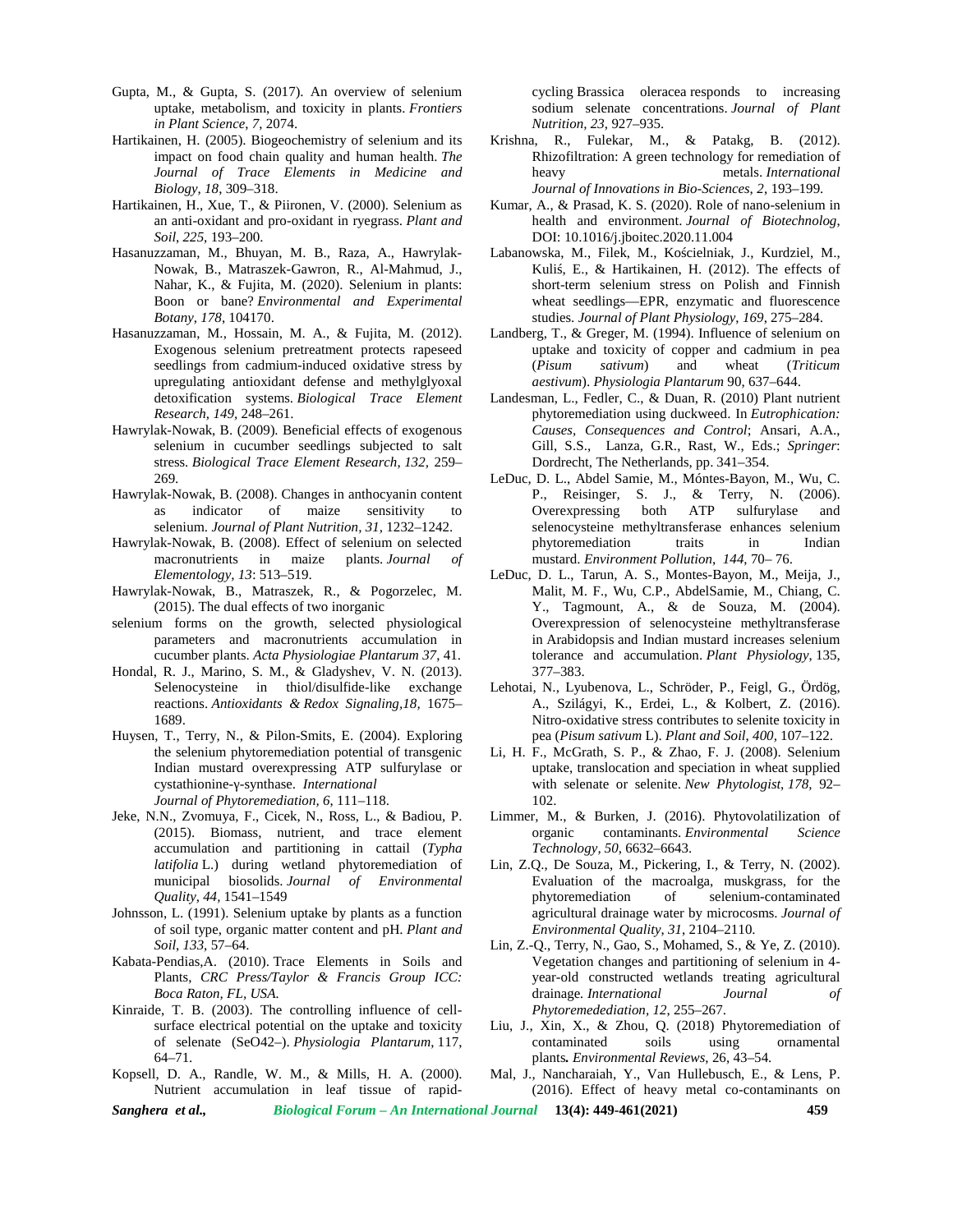Gupta, M., & Gupta, S. (2017). An overview of selenium uptake, metabolism, and toxicity in plants. *Frontiers in Plant Science*, *7*, 2074.

Hartikainen, H. (2005). Biogeochemistry of selenium and its impact on food chain quality and human health. *The Journal of Trace Elements in Medicine and Biology*, *18*, 309–318.

Hartikainen, H., Xue, T., & Piironen, V. (2000). Selenium as an anti-oxidant and pro-oxidant in ryegrass. *Plant and Soil*, *225*, 193–200.

Hasanuzzaman, M., Bhuyan, M. B., Raza, A., Hawrylak-Nowak, B., Matraszek-Gawron, R., Al-Mahmud, J., Nahar, K., & Fujita, M. (2020). Selenium in plants: Boon or bane? *Environmental and Experimental Botany, 178*, 104170.

Hasanuzzaman, M., Hossain, M. A., & Fujita, M. (2012). Exogenous selenium pretreatment protects rapeseed seedlings from cadmium-induced oxidative stress by upregulating antioxidant defense and methylglyoxal detoxification systems. *Biological Trace Element Research*, *149,* 248–261.

Hawrylak-Nowak, B. (2009). Beneficial effects of exogenous selenium in cucumber seedlings subjected to salt stress. *Biological Trace Element Research, 132,* 259–269*.*

Hawrylak-Nowak, B. (2008). Changes in anthocyanin content as indicator of maize sensitivity to selenium. *Journal of Plant Nutrition, 31,* 1232–1242.

Hawrylak-Nowak, B. (2008). Effect of selenium on selected macronutrients in maize plants. *Journal of Elementology, 13*: 513–519.

Hawrylak-Nowak, B., Matraszek, R., & Pogorzelec, M. (2015). The dual effects of two inorganic selenium forms on the growth, selected physiological parameters and macronutrients accumulation in cucumber plants. *Acta Physiologiae Plantarum 37*, 41.

Hondal, R. J., Marino, S. M., & Gladyshev, V. N. (2013). Selenocysteine in thiol/disulfide-like exchange reactions. *Antioxidants & Redox Signaling,18,* 1675–1689.

Huysen, T., Terry, N., & Pilon-Smits, E. (2004). Exploring the selenium phytoremediation potential of transgenic Indian mustard overexpressing ATP sulfurylase or cystathionine-γ-synthase. *International Journal of Phytoremediation, 6*, 111–118.

Jeke, N.N., Zvomuya, F., Cicek, N., Ross, L., & Badiou, P. (2015). Biomass, nutrient, and trace element accumulation and partitioning in cattail (*Typha latifolia* L.) during wetland phytoremediation of municipal biosolids. *Journal of Environmental Quality*, *44*, 1541–1549

Johnsson, L. (1991). Selenium uptake by plants as a function of soil type, organic matter content and pH. *Plant and Soil*, *133*, 57–64.

Kabata-Pendias,A. (2010). Trace Elements in Soils and Plants, *CRC Press/Taylor & Francis Group ICC: Boca Raton, FL, USA.*

Kinraide, T. B. (2003). The controlling influence of cell-surface electrical potential on the uptake and toxicity of selenate (SeO42–). *Physiologia Plantarum*, 117, 64–71.

Kopsell, D. A., Randle, W. M., & Mills, H. A. (2000). Nutrient accumulation in leaf tissue of rapid-cycling Brassica oleracea responds to increasing sodium selenate concentrations. *Journal of Plant Nutrition, 23*, 927–935.

Krishna, R., Fulekar, M., & Patakg, B. (2012). Rhizofiltration: A green technology for remediation of heavy metals. *International Journal of Innovations in Bio-Sciences*, *2*, 193–199.

Kumar, A., & Prasad, K. S. (2020). Role of nano-selenium in health and environment. *Journal of Biotechnolog,* DOI: 10.1016/j.jboitec.2020.11.004

Labanowska, M., Filek, M., Kościelniak, J., Kurdziel, M., Kuliś, E., & Hartikainen, H. (2012). The effects of short-term selenium stress on Polish and Finnish wheat seedlings—EPR, enzymatic and fluorescence studies. *Journal of Plant Physiology, 169*, 275–284.

Landberg, T., & Greger, M. (1994). Influence of selenium on uptake and toxicity of copper and cadmium in pea (*Pisum sativum*) and wheat (*Triticum aestivum*). *Physiologia Plantarum* 90, 637–644.

Landesman, L., Fedler, C., & Duan, R. (2010) Plant nutrient phytoremediation using duckweed. In *Eutrophication: Causes, Consequences and Control*; Ansari, A.A., Gill, S.S., Lanza, G.R., Rast, W., Eds.; *Springer*: Dordrecht, The Netherlands, pp. 341–354.

LeDuc, D. L., Abdel Samie, M., Móntes-Bayon, M., Wu, C. P., Reisinger, S. J., & Terry, N. (2006). Overexpressing both ATP sulfurylase and selenocysteine methyltransferase enhances selenium phytoremediation traits in Indian mustard. *Environment Pollution*, *144*, 70– 76.

LeDuc, D. L., Tarun, A. S., Montes-Bayon, M., Meija, J., Malit, M. F., Wu, C.P., AbdelSamie, M., Chiang, C. Y., Tagmount, A., & de Souza, M. (2004). Overexpression of selenocysteine methyltransferase in Arabidopsis and Indian mustard increases selenium tolerance and accumulation. *Plant Physiology*, 135, 377–383.

Lehotai, N., Lyubenova, L., Schröder, P., Feigl, G., Ördög, A., Szilágyi, K., Erdei, L., & Kolbert, Z. (2016). Nitro-oxidative stress contributes to selenite toxicity in pea (*Pisum sativum* L). *Plant and Soil, 400,* 107–122.

Li, H. F., McGrath, S. P., & Zhao, F. J. (2008). Selenium uptake, translocation and speciation in wheat supplied with selenate or selenite. *New Phytologist*, *178,* 92–102.

Limmer, M., & Burken, J. (2016). Phytovolatilization of organic contaminants. *Environmental Science Technology, 50*, 6632–6643.

Lin, Z.Q., De Souza, M., Pickering, I., & Terry, N. (2002). Evaluation of the macroalga, muskgrass, for the phytoremediation of selenium-contaminated agricultural drainage water by microcosms. *Journal of Environmental Quality*, *31*, 2104–2110.

Lin, Z.-Q., Terry, N., Gao, S., Mohamed, S., & Ye, Z. (2010). Vegetation changes and partitioning of selenium in 4-year-old constructed wetlands treating agricultural drainage*. International Journal of Phytoremedediation*, *12,* 255–267.

Liu, J., Xin, X., & Zhou, Q. (2018) Phytoremediation of contaminated soils using ornamental plants*. Environmental Reviews*, 26, 43–54.

Mal, J., Nancharaiah, Y., Van Hullebusch, E., & Lens, P. (2016). Effect of heavy metal co-contaminants on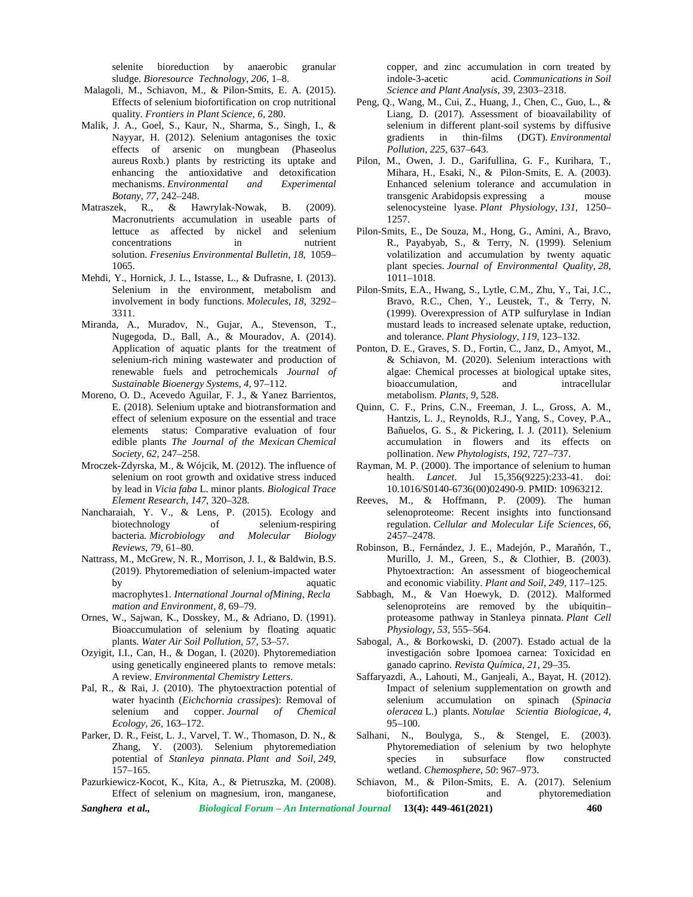selenite bioreduction by anaerobic granular sludge. *Bioresource Technology*, *206*, 1–8.

Malagoli, M., Schiavon, M., & Pilon-Smits, E. A. (2015). Effects of selenium biofortification on crop nutritional quality. *Frontiers in Plant Science*, *6*, 280.

Malik, J. A., Goel, S., Kaur, N., Sharma, S., Singh, I., & Nayyar, H. (2012). Selenium antagonises the toxic effects of arsenic on mungbean (Phaseolus aureus Roxb.) plants by restricting its uptake and enhancing the antioxidative and detoxification mechanisms. *Environmental and Experimental Botany*, *77*, 242–248.

Matraszek, R., & Hawrylak-Nowak, B. (2009). Macronutrients accumulation in useable parts of lettuce as affected by nickel and selenium concentrations in nutrient solution. *Fresenius Environmental Bulletin*, *18*, 1059–1065.

Mehdi, Y., Hornick, J. L., Istasse, L., & Dufrasne, I. (2013). Selenium in the environment, metabolism and involvement in body functions. *Molecules*, *18*, 3292–3311.

Miranda, A., Muradov, N., Gujar, A., Stevenson, T., Nugegoda, D., Ball, A., & Mouradov, A. (2014). Application of aquatic plants for the treatment of selenium-rich mining wastewater and production of renewable fuels and petrochemicals *Journal of Sustainable Bioenergy Systems*, *4*, 97–112.

Moreno, O. D., Acevedo Aguilar, F. J., & Yanez Barrientos, E. (2018). Selenium uptake and biotransformation and effect of selenium exposure on the essential and trace elements status: Comparative evaluation of four edible plants *The Journal of the Mexican Chemical Society*, *62*, 247–258.

Mroczek-Zdyrska, M., & Wójcik, M. (2012). The influence of selenium on root growth and oxidative stress induced by lead in *Vicia faba* L. minor plants. *Biological Trace Element Research*, *147*, 320–328.

Nancharaiah, Y. V., & Lens, P. (2015). Ecology and biotechnology of selenium-respiring bacteria. *Microbiology and Molecular Biology Reviews*, *79*, 61–80.

Nattrass, M., McGrew, N. R., Morrison, J. I., & Baldwin, B.S. (2019). Phytoremediation of selenium-impacted water by aquatic macrophytes1. *International Journal ofMining, Reclamation and Environment*, *8*, 69–79.

Ornes, W., Sajwan, K., Dosskey, M., & Adriano, D. (1991). Bioaccumulation of selenium by floating aquatic plants. *Water Air Soil Pollution*, *57*, 53–57.

Ozyigit, I.I., Can, H., & Dogan, I. (2020). Phytoremediation using genetically engineered plants to remove metals: A review. *Environmental Chemistry Letters*.

Pal, R., & Rai, J. (2010). The phytoextraction potential of water hyacinth (*Eichchornia crassipes*): Removal of selenium and copper. *Journal of Chemical Ecology*, *26*, 163–172.

Parker, D. R., Feist, L. J., Varvel, T. W., Thomason, D. N., & Zhang, Y. (2003). Selenium phytoremediation potential of *Stanleya pinnata*. *Plant and Soil*, *249*, 157–165.

Pazurkiewicz-Kocot, K., Kita, A., & Pietruszka, M. (2008). Effect of selenium on magnesium, iron, manganese, copper, and zinc accumulation in corn treated by indole-3-acetic acid. *Communications in Soil Science and Plant Analysis*, *39*, 2303–2318.

Peng, Q., Wang, M., Cui, Z., Huang, J., Chen, C., Guo, L., & Liang, D. (2017). Assessment of bioavailability of selenium in different plant-soil systems by diffusive gradients in thin-films (DGT). *Environmental Pollution*, *225*, 637–643.

Pilon, M., Owen, J. D., Garifullina, G. F., Kurihara, T., Mihara, H., Esaki, N., & Pilon-Smits, E. A. (2003). Enhanced selenium tolerance and accumulation in transgenic Arabidopsis expressing a mouse selenocysteine lyase. *Plant Physiology*, *131*, 1250–1257.

Pilon-Smits, E., De Souza, M., Hong, G., Amini, A., Bravo, R., Payabyab, S., & Terry, N. (1999). Selenium volatilization and accumulation by twenty aquatic plant species. *Journal of Environmental Quality*, *28*, 1011–1018.

Pilon-Smits, E.A., Hwang, S., Lytle, C.M., Zhu, Y., Tai, J.C., Bravo, R.C., Chen, Y., Leustek, T., & Terry, N. (1999). Overexpression of ATP sulfurylase in Indian mustard leads to increased selenate uptake, reduction, and tolerance. *Plant Physiology*, *119*, 123–132.

Ponton, D. E., Graves, S. D., Fortin, C., Janz, D., Amyot, M., & Schiavon, M. (2020). Selenium interactions with algae: Chemical processes at biological uptake sites, bioaccumulation, and intracellular metabolism. *Plants*, *9*, 528.

Quinn, C. F., Prins, C.N., Freeman, J. L., Gross, A. M., Hantzis, L. J., Reynolds, R.J., Yang, S., Covey, P.A., Bañuelos, G. S., & Pickering, I. J. (2011). Selenium accumulation in flowers and its effects on pollination. *New Phytologists*, *192*, 727–737.

Rayman, M. P. (2000). The importance of selenium to human health. *Lancet*. Jul 15,356(9225):233-41. doi: 10.1016/S0140-6736(00)02490-9. PMID: 10963212.

Reeves, M., & Hoffmann, P. (2009). The human selenoproteome: Recent insights into functionsand regulation. *Cellular and Molecular Life Sciences*, *66*, 2457–2478.

Robinson, B., Fernández, J. E., Madejón, P., Marañón, T., Murillo, J. M., Green, S., & Clothier, B. (2003). Phytoextraction: An assessment of biogeochemical and economic viability. *Plant and Soil*, *249*, 117–125.

Sabbagh, M., & Van Hoewyk, D. (2012). Malformed selenoproteins are removed by the ubiquitin–proteasome pathway in Stanleya pinnata. *Plant Cell Physiology*, *53*, 555–564.

Sabogal, A., & Borkowski, D. (2007). Estado actual de la investigación sobre Ipomoea carnea: Toxicidad en ganado caprino. *Revista Química*, *21*, 29–35.

Saffaryazdi, A., Lahouti, M., Ganjeali, A., Bayat, H. (2012). Impact of selenium supplementation on growth and selenium accumulation on spinach (*Spinacia oleracea* L.) plants. *Notulae Scientia Biologicae*, *4*, 95–100.

Salhani, N., Boulyga, S., & Stengel, E. (2003). Phytoremediation of selenium by two helophyte species in subsurface flow constructed wetland. *Chemosphere*, *50*: 967–973.

Schiavon, M., & Pilon-Smits, E. A. (2017). Selenium biofortification and phytoremediation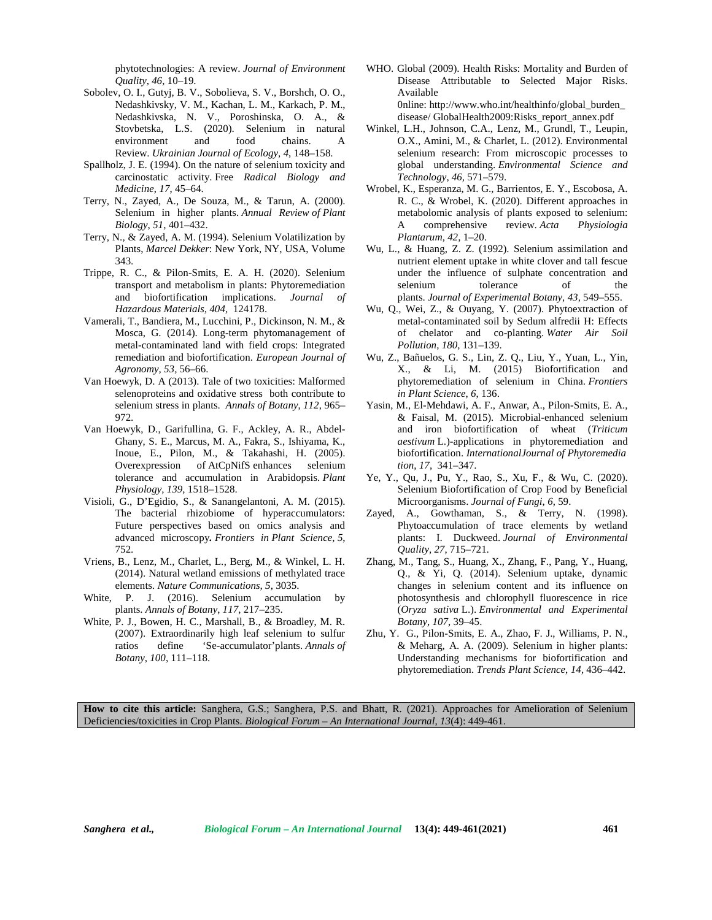phytotechnologies: A review. *Journal of Environment Quality*, *46*, 10–19.

Sobolev, O. I., Gutyj, B. V., Sobolieva, S. V., Borshch, O. O., Nedashkivsky, V. M., Kachan, L. M., Karkach, P. M., Nedashkivska, N. V., Poroshinska, O. A., & Stovbetska, L.S. (2020). Selenium in natural environment and food chains. A Review. *Ukrainian Journal of Ecology*, *4*, 148–158.

Spallholz, J. E. (1994). On the nature of selenium toxicity and carcinostatic activity. Free *Radical Biology and Medicine*, *17*, 45–64.

Terry, N., Zayed, A., De Souza, M., & Tarun, A. (2000). Selenium in higher plants. *Annual Review of Plant Biology*, *51*, 401–432.

Terry, N., & Zayed, A. M. (1994). Selenium Volatilization by Plants, *Marcel Dekker*: New York, NY, USA, Volume 343.

Trippe, R. C., & Pilon-Smits, E. A. H. (2020). Selenium transport and metabolism in plants: Phytoremediation and biofortification implications. *Journal of Hazardous Materials*, *404*, 124178.

Vamerali, T., Bandiera, M., Lucchini, P., Dickinson, N. M., & Mosca, G. (2014). Long-term phytomanagement of metal-contaminated land with field crops: Integrated remediation and biofortification. *European Journal of Agronomy*, *53*, 56–66.

Van Hoewyk, D. A (2013). Tale of two toxicities: Malformed selenoproteins and oxidative stress both contribute to selenium stress in plants. *Annals of Botany*, *112*, 965–972.

Van Hoewyk, D., Garifullina, G. F., Ackley, A. R., Abdel-Ghany, S. E., Marcus, M. A., Fakra, S., Ishiyama, K., Inoue, E., Pilon, M., & Takahashi, H. (2005). Overexpression of AtCpNifS enhances selenium tolerance and accumulation in Arabidopsis. *Plant Physiology*, *139*, 1518–1528.

Visioli, G., D'Egidio, S., & Sanangelantoni, A. M. (2015). The bacterial rhizobiome of hyperaccumulators: Future perspectives based on omics analysis and advanced microscopy**.** *Frontiers in Plant Science*, *5*, 752.

Vriens, B., Lenz, M., Charlet, L., Berg, M., & Winkel, L. H. (2014). Natural wetland emissions of methylated trace elements. *Nature Communications, 5,* 3035.

White, P. J. (2016). Selenium accumulation by plants. *Annals of Botany*, *117*, 217–235.

White, P. J., Bowen, H. C., Marshall, B., & Broadley, M. R. (2007). Extraordinarily high leaf selenium to sulfur ratios define 'Se-accumulator'plants. *Annals of Botany*, *100*, 111–118.

WHO. Global (2009). Health Risks: Mortality and Burden of Disease Attributable to Selected Major Risks. Available 0nline: http://www.who.int/healthinfo/global_burden_disease/ GlobalHealth2009:Risks_report_annex.pdf

Winkel, L.H., Johnson, C.A., Lenz, M., Grundl, T., Leupin, O.X., Amini, M., & Charlet, L. (2012). Environmental selenium research: From microscopic processes to global understanding. *Environmental Science and Technology*, *46*, 571–579.

Wrobel, K., Esperanza, M. G., Barrientos, E. Y., Escobosa, A. R. C., & Wrobel, K. (2020). Different approaches in metabolomic analysis of plants exposed to selenium: A comprehensive review. *Acta Physiologia Plantarum*, *42*, 1–20.

Wu, L., & Huang, Z. Z. (1992). Selenium assimilation and nutrient element uptake in white clover and tall fescue under the influence of sulphate concentration and selenium tolerance of the plants. *Journal of Experimental Botany*, *43*, 549–555.

Wu, Q., Wei, Z., & Ouyang, Y. (2007). Phytoextraction of metal-contaminated soil by Sedum alfredii H: Effects of chelator and co-planting. *Water Air Soil Pollution*, *180*, 131–139.

Wu, Z., Bañuelos, G. S., Lin, Z. Q., Liu, Y., Yuan, L., Yin, X., & Li, M. (2015) Biofortification and phytoremediation of selenium in China. *Frontiers in Plant Science*, *6*, 136.

Yasin, M., El-Mehdawi, A. F., Anwar, A., Pilon-Smits, E. A., & Faisal, M. (2015). Microbial-enhanced selenium and iron biofortification of wheat (*Triticum aestivum* L.)-applications in phytoremediation and biofortification. *InternationalJournal of Phytoremediation*, *17*, 341–347.

Ye, Y., Qu, J., Pu, Y., Rao, S., Xu, F., & Wu, C. (2020). Selenium Biofortification of Crop Food by Beneficial Microorganisms. *Journal of Fungi*, *6*, 59.

Zayed, A., Gowthaman, S., & Terry, N. (1998). Phytoaccumulation of trace elements by wetland plants: I. Duckweed. *Journal of Environmental Quality*, *27*, 715–721.

Zhang, M., Tang, S., Huang, X., Zhang, F., Pang, Y., Huang, Q., & Yi, Q. (2014). Selenium uptake, dynamic changes in selenium content and its influence on photosynthesis and chlorophyll fluorescence in rice (*Oryza sativa* L.). *Environmental and Experimental Botany*, *107*, 39–45.

Zhu, Y. G., Pilon-Smits, E. A., Zhao, F. J., Williams, P. N., & Meharg, A. A. (2009). Selenium in higher plants: Understanding mechanisms for biofortification and phytoremediation. *Trends Plant Science*, *14*, 436–442.

**How to cite this article:** Sanghera, G.S.; Sanghera, P.S. and Bhatt, R. (2021). Approaches for Amelioration of Selenium Deficiencies/toxicities in Crop Plants. *Biological Forum – An International Journal, 13*(4): 449-461.